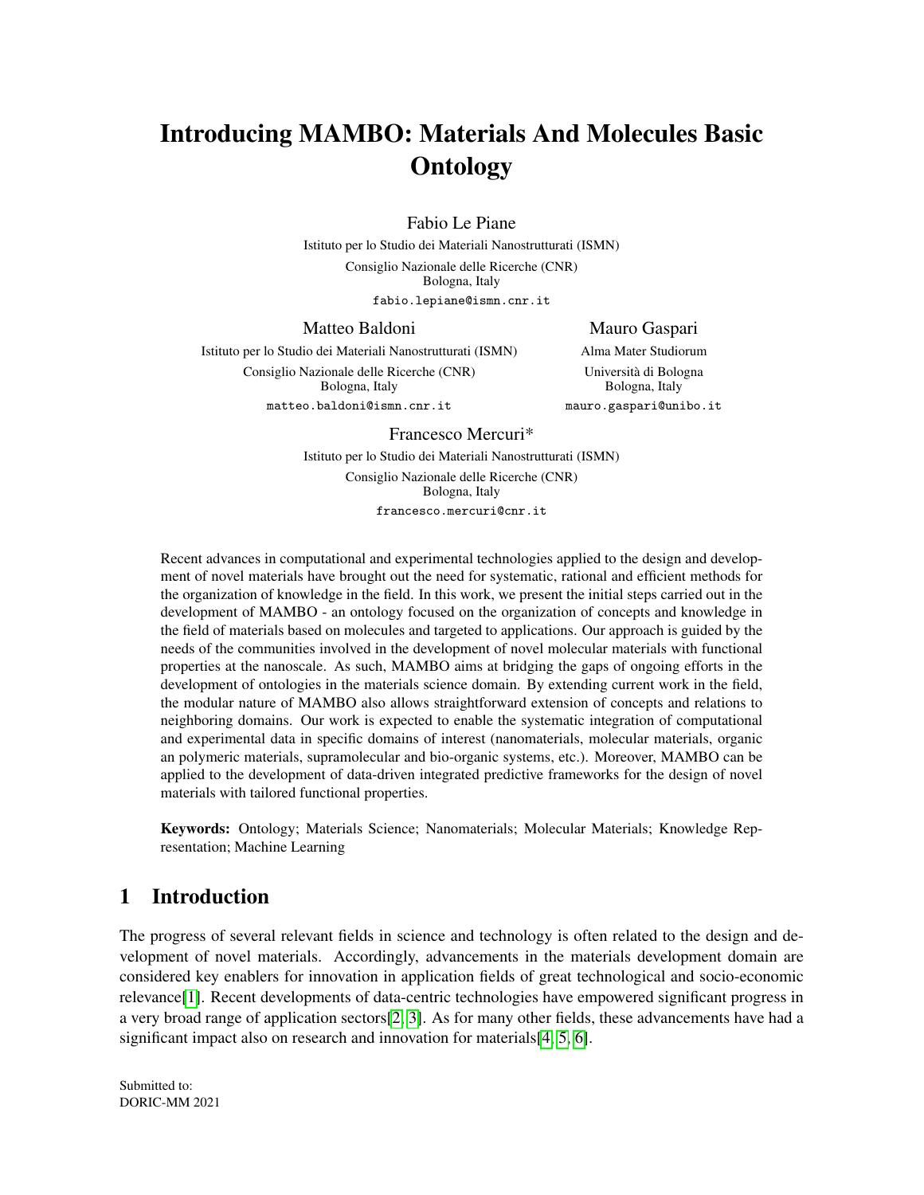# Introducing MAMBO: Materials And Molecules Basic Ontology

Fabio Le Piane
Istituto per lo Studio dei Materiali Nanostrutturati (ISMN)
Consiglio Nazionale delle Ricerche (CNR)
Bologna, Italy
fabio.lepiane@ismn.cnr.it

Matteo Baldoni
Istituto per lo Studio dei Materiali Nanostrutturati (ISMN)
Consiglio Nazionale delle Ricerche (CNR)
Bologna, Italy
matteo.baldoni@ismn.cnr.it

Mauro Gaspari
Alma Mater Studiorum
Università di Bologna
Bologna, Italy
mauro.gaspari@unibo.it

Francesco Mercuri*
Istituto per lo Studio dei Materiali Nanostrutturati (ISMN)
Consiglio Nazionale delle Ricerche (CNR)
Bologna, Italy
francesco.mercuri@cnr.it

Recent advances in computational and experimental technologies applied to the design and development of novel materials have brought out the need for systematic, rational and efficient methods for the organization of knowledge in the field. In this work, we present the initial steps carried out in the development of MAMBO - an ontology focused on the organization of concepts and knowledge in the field of materials based on molecules and targeted to applications. Our approach is guided by the needs of the communities involved in the development of novel molecular materials with functional properties at the nanoscale. As such, MAMBO aims at bridging the gaps of ongoing efforts in the development of ontologies in the materials science domain. By extending current work in the field, the modular nature of MAMBO also allows straightforward extension of concepts and relations to neighboring domains. Our work is expected to enable the systematic integration of computational and experimental data in specific domains of interest (nanomaterials, molecular materials, organic an polymeric materials, supramolecular and bio-organic systems, etc.). Moreover, MAMBO can be applied to the development of data-driven integrated predictive frameworks for the design of novel materials with tailored functional properties.

**Keywords:** Ontology; Materials Science; Nanomaterials; Molecular Materials; Knowledge Representation; Machine Learning

## 1 Introduction

The progress of several relevant fields in science and technology is often related to the design and development of novel materials. Accordingly, advancements in the materials development domain are considered key enablers for innovation in application fields of great technological and socio-economic relevance[1]. Recent developments of data-centric technologies have empowered significant progress in a very broad range of application sectors[2, 3]. As for many other fields, these advancements have had a significant impact also on research and innovation for materials[4, 5, 6].

Submitted to:
DORIC-MM 2021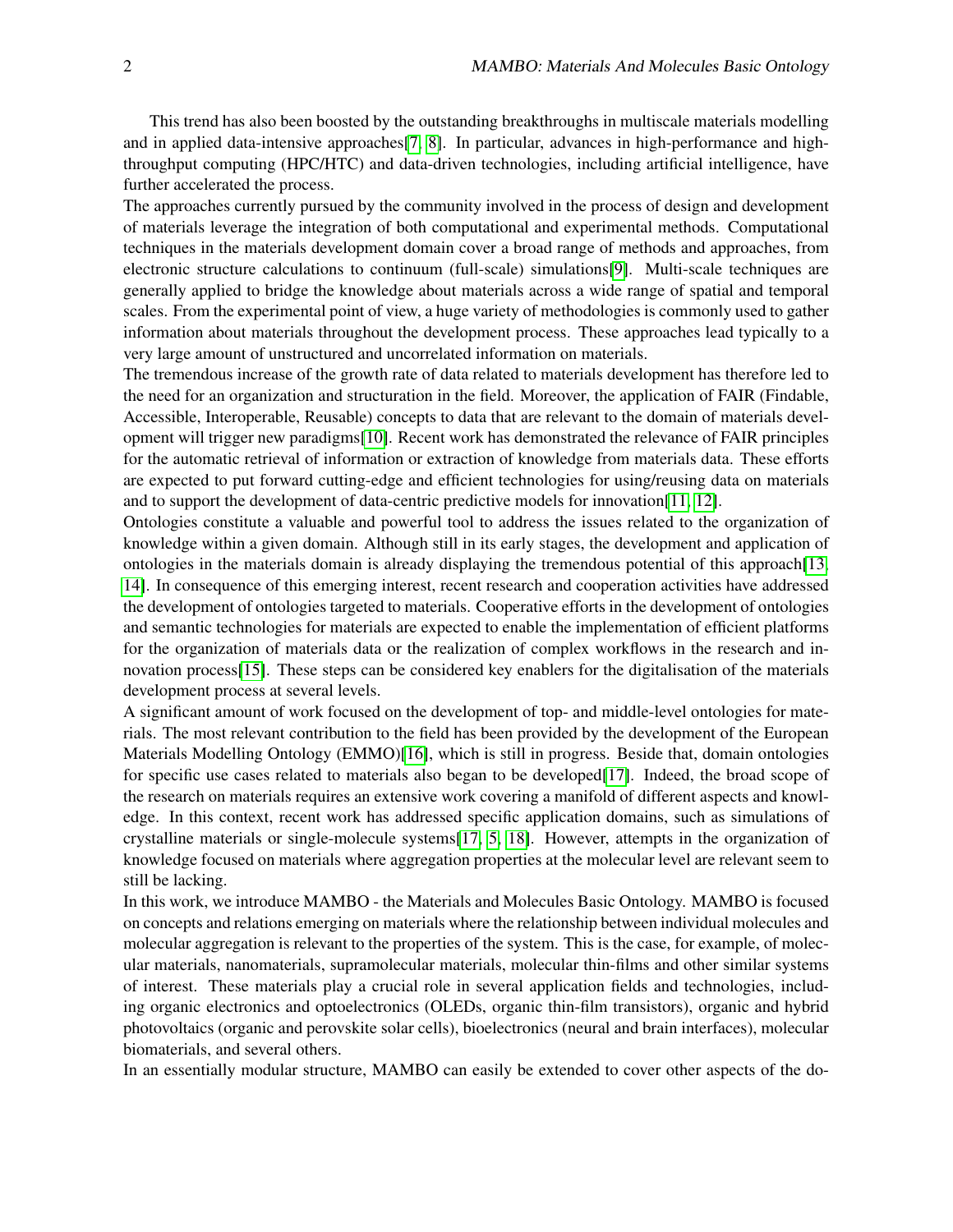This trend has also been boosted by the outstanding breakthroughs in multiscale materials modelling and in applied data-intensive approaches[7, 8]. In particular, advances in high-performance and high-throughput computing (HPC/HTC) and data-driven technologies, including artificial intelligence, have further accelerated the process.

The approaches currently pursued by the community involved in the process of design and development of materials leverage the integration of both computational and experimental methods. Computational techniques in the materials development domain cover a broad range of methods and approaches, from electronic structure calculations to continuum (full-scale) simulations[9]. Multi-scale techniques are generally applied to bridge the knowledge about materials across a wide range of spatial and temporal scales. From the experimental point of view, a huge variety of methodologies is commonly used to gather information about materials throughout the development process. These approaches lead typically to a very large amount of unstructured and uncorrelated information on materials.

The tremendous increase of the growth rate of data related to materials development has therefore led to the need for an organization and structuration in the field. Moreover, the application of FAIR (Findable, Accessible, Interoperable, Reusable) concepts to data that are relevant to the domain of materials development will trigger new paradigms[10]. Recent work has demonstrated the relevance of FAIR principles for the automatic retrieval of information or extraction of knowledge from materials data. These efforts are expected to put forward cutting-edge and efficient technologies for using/reusing data on materials and to support the development of data-centric predictive models for innovation[11, 12].

Ontologies constitute a valuable and powerful tool to address the issues related to the organization of knowledge within a given domain. Although still in its early stages, the development and application of ontologies in the materials domain is already displaying the tremendous potential of this approach[13, 14]. In consequence of this emerging interest, recent research and cooperation activities have addressed the development of ontologies targeted to materials. Cooperative efforts in the development of ontologies and semantic technologies for materials are expected to enable the implementation of efficient platforms for the organization of materials data or the realization of complex workflows in the research and innovation process[15]. These steps can be considered key enablers for the digitalisation of the materials development process at several levels.

A significant amount of work focused on the development of top- and middle-level ontologies for materials. The most relevant contribution to the field has been provided by the development of the European Materials Modelling Ontology (EMMO)[16], which is still in progress. Beside that, domain ontologies for specific use cases related to materials also began to be developed[17]. Indeed, the broad scope of the research on materials requires an extensive work covering a manifold of different aspects and knowledge. In this context, recent work has addressed specific application domains, such as simulations of crystalline materials or single-molecule systems[17, 5, 18]. However, attempts in the organization of knowledge focused on materials where aggregation properties at the molecular level are relevant seem to still be lacking.

In this work, we introduce MAMBO - the Materials and Molecules Basic Ontology. MAMBO is focused on concepts and relations emerging on materials where the relationship between individual molecules and molecular aggregation is relevant to the properties of the system. This is the case, for example, of molecular materials, nanomaterials, supramolecular materials, molecular thin-films and other similar systems of interest. These materials play a crucial role in several application fields and technologies, including organic electronics and optoelectronics (OLEDs, organic thin-film transistors), organic and hybrid photovoltaics (organic and perovskite solar cells), bioelectronics (neural and brain interfaces), molecular biomaterials, and several others.

In an essentially modular structure, MAMBO can easily be extended to cover other aspects of the do-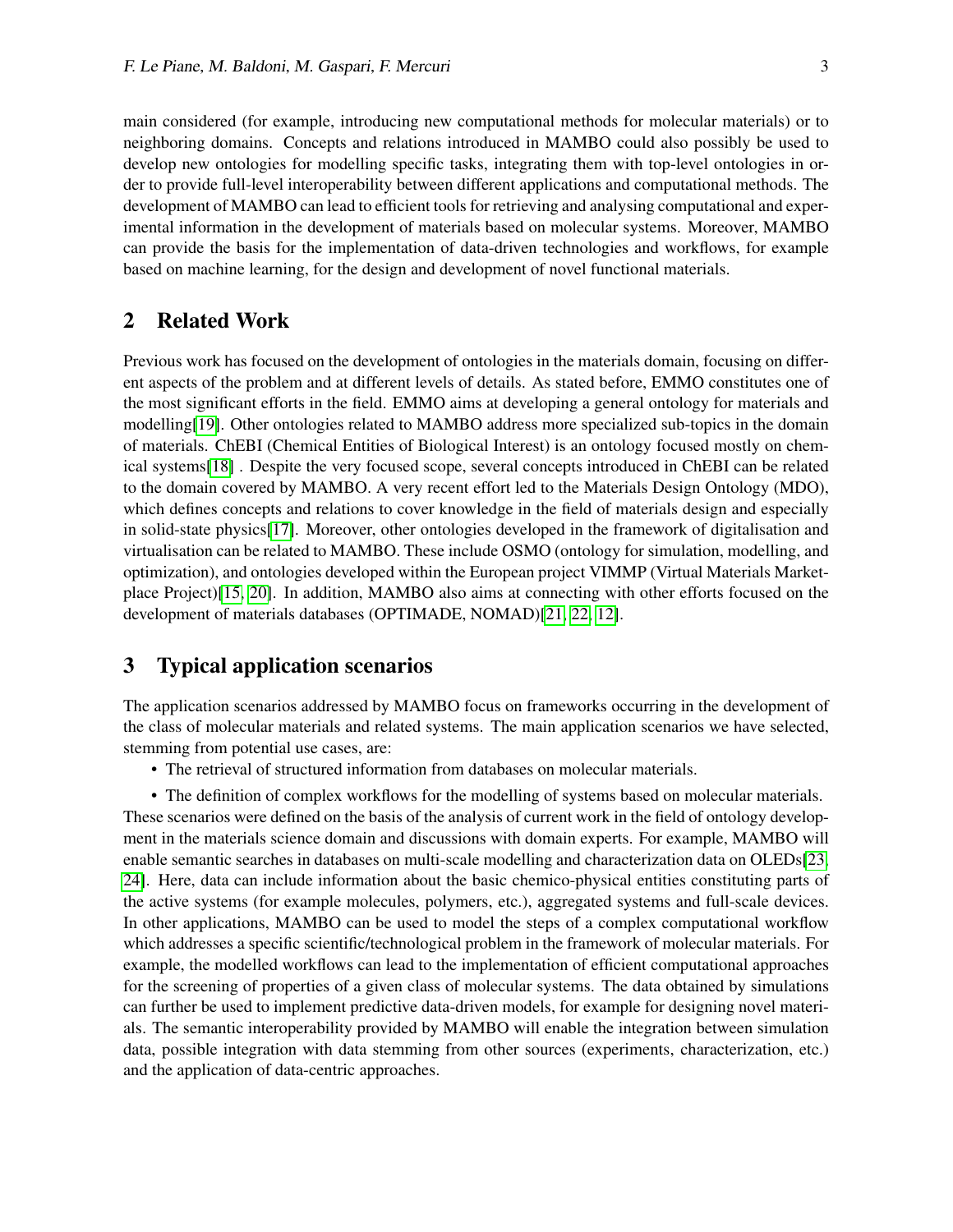main considered (for example, introducing new computational methods for molecular materials) or to neighboring domains. Concepts and relations introduced in MAMBO could also possibly be used to develop new ontologies for modelling specific tasks, integrating them with top-level ontologies in order to provide full-level interoperability between different applications and computational methods. The development of MAMBO can lead to efficient tools for retrieving and analysing computational and experimental information in the development of materials based on molecular systems. Moreover, MAMBO can provide the basis for the implementation of data-driven technologies and workflows, for example based on machine learning, for the design and development of novel functional materials.

## 2 Related Work

Previous work has focused on the development of ontologies in the materials domain, focusing on different aspects of the problem and at different levels of details. As stated before, EMMO constitutes one of the most significant efforts in the field. EMMO aims at developing a general ontology for materials and modelling[19]. Other ontologies related to MAMBO address more specialized sub-topics in the domain of materials. ChEBI (Chemical Entities of Biological Interest) is an ontology focused mostly on chemical systems[18] . Despite the very focused scope, several concepts introduced in ChEBI can be related to the domain covered by MAMBO. A very recent effort led to the Materials Design Ontology (MDO), which defines concepts and relations to cover knowledge in the field of materials design and especially in solid-state physics[17]. Moreover, other ontologies developed in the framework of digitalisation and virtualisation can be related to MAMBO. These include OSMO (ontology for simulation, modelling, and optimization), and ontologies developed within the European project VIMMP (Virtual Materials Marketplace Project)[15, 20]. In addition, MAMBO also aims at connecting with other efforts focused on the development of materials databases (OPTIMADE, NOMAD)[21, 22, 12].

## 3 Typical application scenarios

The application scenarios addressed by MAMBO focus on frameworks occurring in the development of the class of molecular materials and related systems. The main application scenarios we have selected, stemming from potential use cases, are:

- The retrieval of structured information from databases on molecular materials.
- The definition of complex workflows for the modelling of systems based on molecular materials.

These scenarios were defined on the basis of the analysis of current work in the field of ontology development in the materials science domain and discussions with domain experts. For example, MAMBO will enable semantic searches in databases on multi-scale modelling and characterization data on OLEDs[23, 24]. Here, data can include information about the basic chemico-physical entities constituting parts of the active systems (for example molecules, polymers, etc.), aggregated systems and full-scale devices. In other applications, MAMBO can be used to model the steps of a complex computational workflow which addresses a specific scientific/technological problem in the framework of molecular materials. For example, the modelled workflows can lead to the implementation of efficient computational approaches for the screening of properties of a given class of molecular systems. The data obtained by simulations can further be used to implement predictive data-driven models, for example for designing novel materials. The semantic interoperability provided by MAMBO will enable the integration between simulation data, possible integration with data stemming from other sources (experiments, characterization, etc.) and the application of data-centric approaches.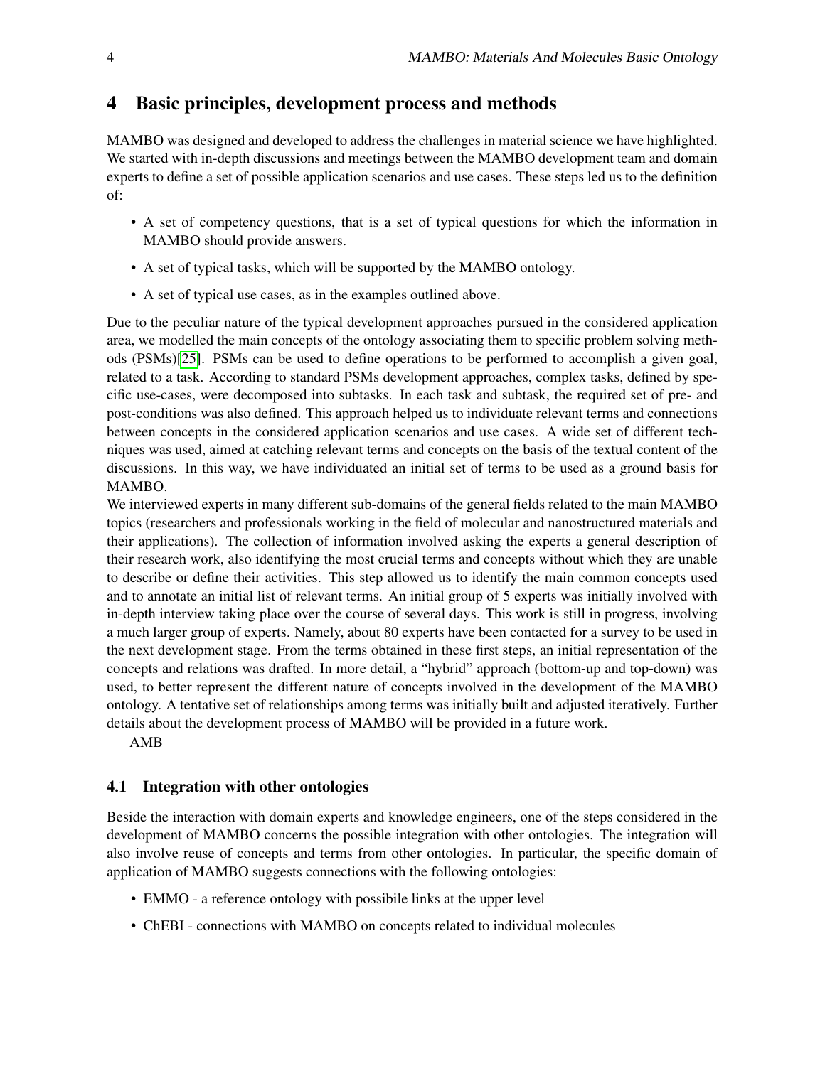# 4 Basic principles, development process and methods

MAMBO was designed and developed to address the challenges in material science we have highlighted. We started with in-depth discussions and meetings between the MAMBO development team and domain experts to define a set of possible application scenarios and use cases. These steps led us to the definition of:

- A set of competency questions, that is a set of typical questions for which the information in MAMBO should provide answers.
- A set of typical tasks, which will be supported by the MAMBO ontology.
- A set of typical use cases, as in the examples outlined above.

Due to the peculiar nature of the typical development approaches pursued in the considered application area, we modelled the main concepts of the ontology associating them to specific problem solving methods (PSMs)[25]. PSMs can be used to define operations to be performed to accomplish a given goal, related to a task. According to standard PSMs development approaches, complex tasks, defined by specific use-cases, were decomposed into subtasks. In each task and subtask, the required set of pre- and post-conditions was also defined. This approach helped us to individuate relevant terms and connections between concepts in the considered application scenarios and use cases. A wide set of different techniques was used, aimed at catching relevant terms and concepts on the basis of the textual content of the discussions. In this way, we have individuated an initial set of terms to be used as a ground basis for MAMBO.

We interviewed experts in many different sub-domains of the general fields related to the main MAMBO topics (researchers and professionals working in the field of molecular and nanostructured materials and their applications). The collection of information involved asking the experts a general description of their research work, also identifying the most crucial terms and concepts without which they are unable to describe or define their activities. This step allowed us to identify the main common concepts used and to annotate an initial list of relevant terms. An initial group of 5 experts was initially involved with in-depth interview taking place over the course of several days. This work is still in progress, involving a much larger group of experts. Namely, about 80 experts have been contacted for a survey to be used in the next development stage. From the terms obtained in these first steps, an initial representation of the concepts and relations was drafted. In more detail, a "hybrid" approach (bottom-up and top-down) was used, to better represent the different nature of concepts involved in the development of the MAMBO ontology. A tentative set of relationships among terms was initially built and adjusted iteratively. Further details about the development process of MAMBO will be provided in a future work.

AMB

## 4.1 Integration with other ontologies

Beside the interaction with domain experts and knowledge engineers, one of the steps considered in the development of MAMBO concerns the possible integration with other ontologies. The integration will also involve reuse of concepts and terms from other ontologies. In particular, the specific domain of application of MAMBO suggests connections with the following ontologies:

- EMMO - a reference ontology with possibile links at the upper level
- ChEBI - connections with MAMBO on concepts related to individual molecules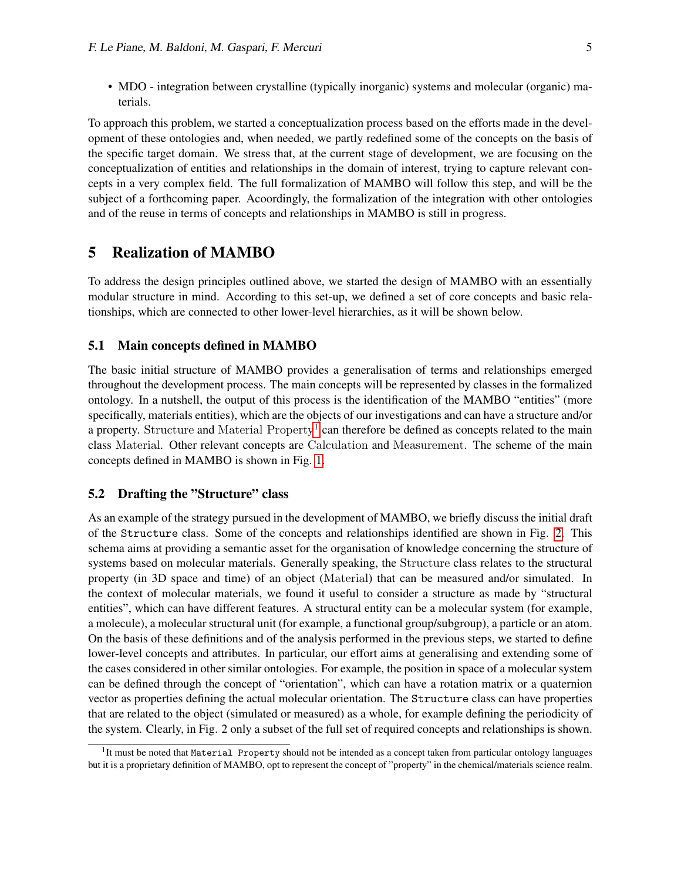- MDO - integration between crystalline (typically inorganic) systems and molecular (organic) materials.

To approach this problem, we started a conceptualization process based on the efforts made in the development of these ontologies and, when needed, we partly redefined some of the concepts on the basis of the specific target domain. We stress that, at the current stage of development, we are focusing on the conceptualization of entities and relationships in the domain of interest, trying to capture relevant concepts in a very complex field. The full formalization of MAMBO will follow this step, and will be the subject of a forthcoming paper. Acoordingly, the formalization of the integration with other ontologies and of the reuse in terms of concepts and relationships in MAMBO is still in progress.

## 5 Realization of MAMBO

To address the design principles outlined above, we started the design of MAMBO with an essentially modular structure in mind. According to this set-up, we defined a set of core concepts and basic relationships, which are connected to other lower-level hierarchies, as it will be shown below.

### 5.1 Main concepts defined in MAMBO

The basic initial structure of MAMBO provides a generalisation of terms and relationships emerged throughout the development process. The main concepts will be represented by classes in the formalized ontology. In a nutshell, the output of this process is the identification of the MAMBO "entities" (more specifically, materials entities), which are the objects of our investigations and can have a structure and/or a property. Structure and Material Property[1] can therefore be defined as concepts related to the main class Material. Other relevant concepts are Calculation and Measurement. The scheme of the main concepts defined in MAMBO is shown in Fig. 1.

### 5.2 Drafting the "Structure" class

As an example of the strategy pursued in the development of MAMBO, we briefly discuss the initial draft of the `Structure` class. Some of the concepts and relationships identified are shown in Fig. 2. This schema aims at providing a semantic asset for the organisation of knowledge concerning the structure of systems based on molecular materials. Generally speaking, the Structure class relates to the structural property (in 3D space and time) of an object (Material) that can be measured and/or simulated. In the context of molecular materials, we found it useful to consider a structure as made by "structural entities", which can have different features. A structural entity can be a molecular system (for example, a molecule), a molecular structural unit (for example, a functional group/subgroup), a particle or an atom. On the basis of these definitions and of the analysis performed in the previous steps, we started to define lower-level concepts and attributes. In particular, our effort aims at generalising and extending some of the cases considered in other similar ontologies. For example, the position in space of a molecular system can be defined through the concept of "orientation", which can have a rotation matrix or a quaternion vector as properties defining the actual molecular orientation. The `Structure` class can have properties that are related to the object (simulated or measured) as a whole, for example defining the periodicity of the system. Clearly, in Fig. 2 only a subset of the full set of required concepts and relationships is shown.

[1] It must be noted that `Material Property` should not be intended as a concept taken from particular ontology languages but it is a proprietary definition of MAMBO, opt to represent the concept of "property" in the chemical/materials science realm.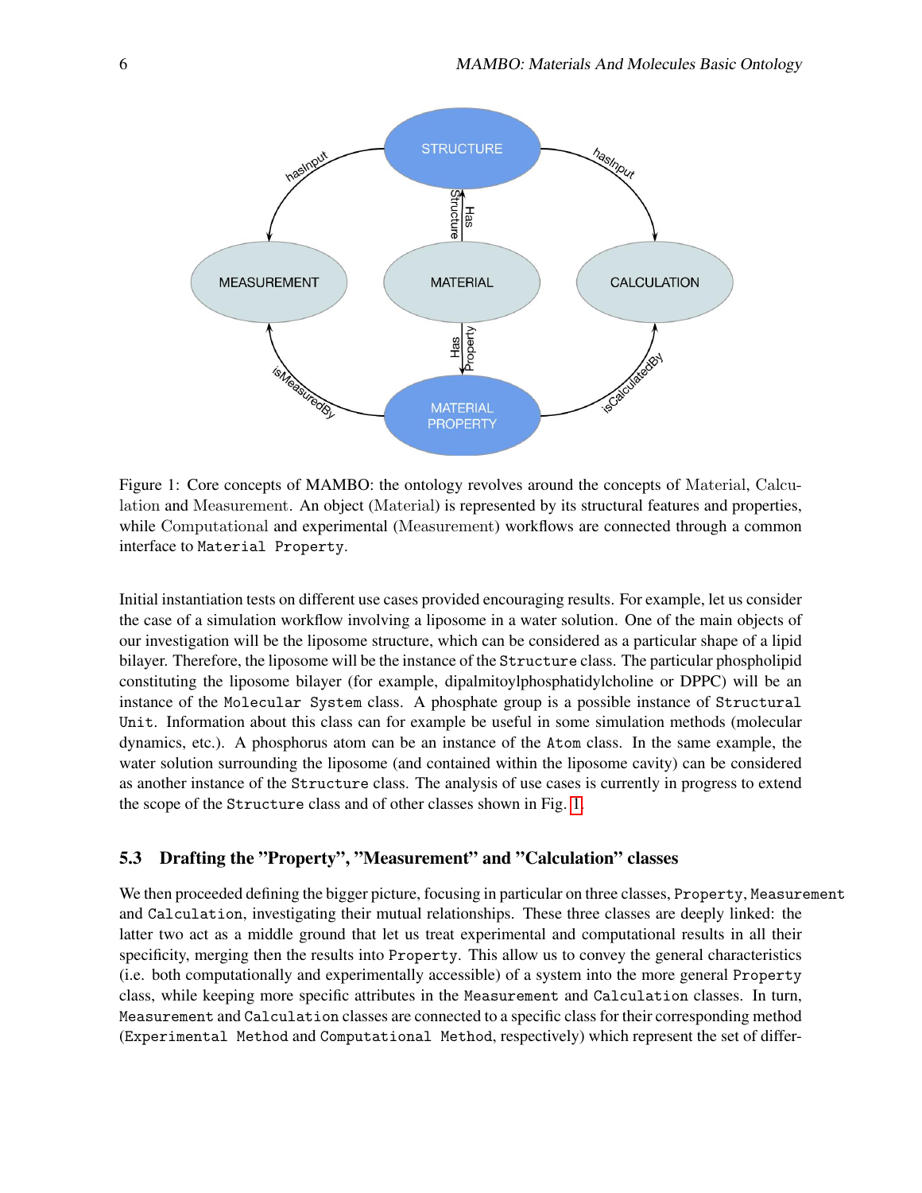Figure 1: Core concepts of MAMBO: the ontology revolves around the concepts of Material, Calculation and Measurement. An object (Material) is represented by its structural features and properties, while Computational and experimental (Measurement) workflows are connected through a common interface to `Material Property`.

Initial instantiation tests on different use cases provided encouraging results. For example, let us consider the case of a simulation workflow involving a liposome in a water solution. One of the main objects of our investigation will be the liposome structure, which can be considered as a particular shape of a lipid bilayer. Therefore, the liposome will be the instance of the `Structure` class. The particular phospholipid constituting the liposome bilayer (for example, dipalmitoylphosphatidylcholine or DPPC) will be an instance of the `Molecular System` class. A phosphate group is a possible instance of `Structural Unit`. Information about this class can for example be useful in some simulation methods (molecular dynamics, etc.). A phosphorus atom can be an instance of the `Atom` class. In the same example, the water solution surrounding the liposome (and contained within the liposome cavity) can be considered as another instance of the `Structure` class. The analysis of use cases is currently in progress to extend the scope of the `Structure` class and of other classes shown in Fig. 1.

### 5.3 Drafting the "Property", "Measurement" and "Calculation" classes

We then proceeded defining the bigger picture, focusing in particular on three classes, `Property`, `Measurement` and `Calculation`, investigating their mutual relationships. These three classes are deeply linked: the latter two act as a middle ground that let us treat experimental and computational results in all their specificity, merging then the results into `Property`. This allow us to convey the general characteristics (i.e. both computationally and experimentally accessible) of a system into the more general `Property` class, while keeping more specific attributes in the `Measurement` and `Calculation` classes. In turn, `Measurement` and `Calculation` classes are connected to a specific class for their corresponding method (`Experimental Method` and `Computational Method`, respectively) which represent the set of differ-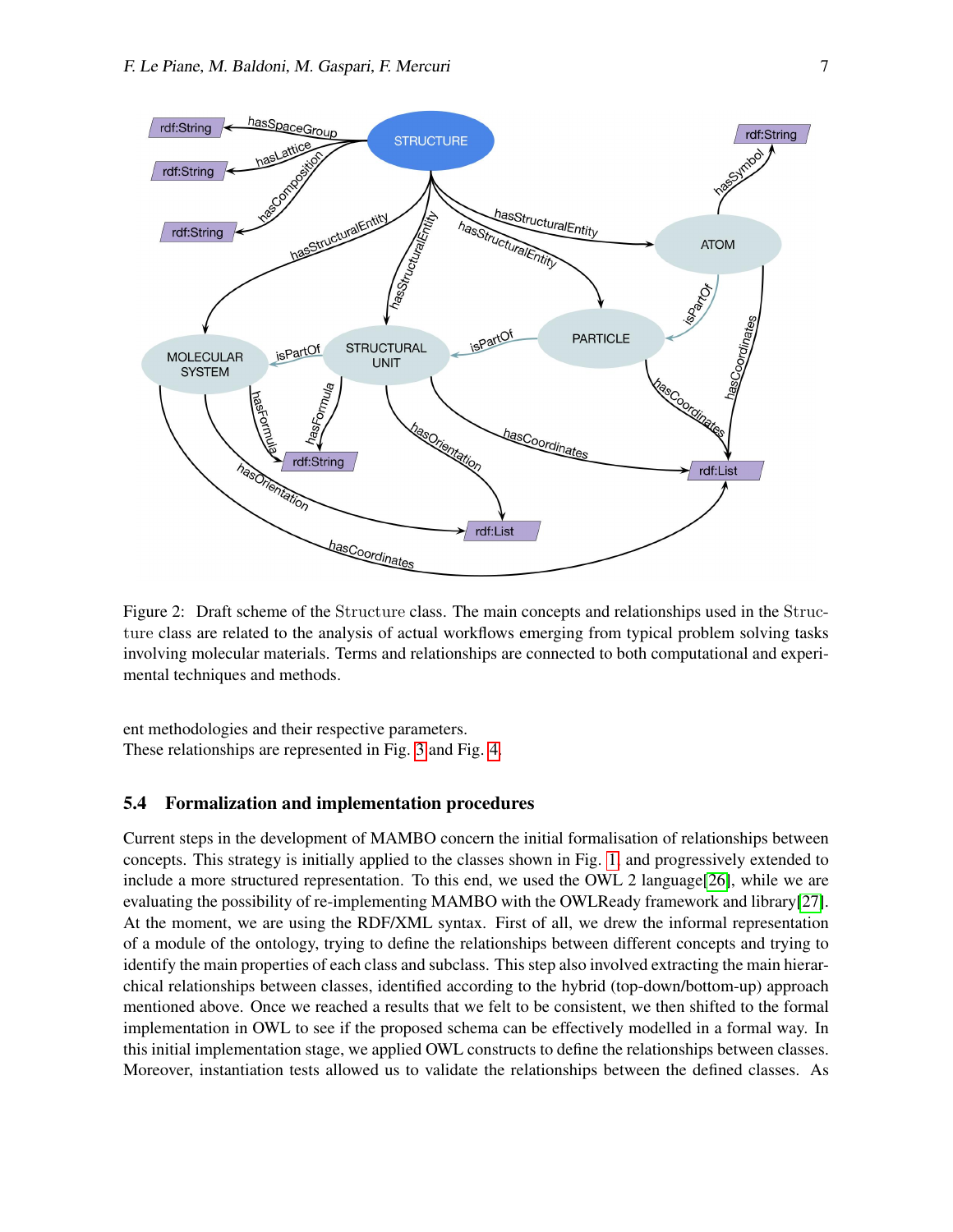Figure 2: Draft scheme of the Structure class. The main concepts and relationships used in the Structure class are related to the analysis of actual workflows emerging from typical problem solving tasks involving molecular materials. Terms and relationships are connected to both computational and experimental techniques and methods.

ent methodologies and their respective parameters.
These relationships are represented in Fig. 3 and Fig. 4.

### 5.4 Formalization and implementation procedures

Current steps in the development of MAMBO concern the initial formalisation of relationships between concepts. This strategy is initially applied to the classes shown in Fig. 1, and progressively extended to include a more structured representation. To this end, we used the OWL 2 language[26], while we are evaluating the possibility of re-implementing MAMBO with the OWLReady framework and library[27]. At the moment, we are using the RDF/XML syntax. First of all, we drew the informal representation of a module of the ontology, trying to define the relationships between different concepts and trying to identify the main properties of each class and subclass. This step also involved extracting the main hierarchical relationships between classes, identified according to the hybrid (top-down/bottom-up) approach mentioned above. Once we reached a results that we felt to be consistent, we then shifted to the formal implementation in OWL to see if the proposed schema can be effectively modelled in a formal way. In this initial implementation stage, we applied OWL constructs to define the relationships between classes. Moreover, instantiation tests allowed us to validate the relationships between the defined classes. As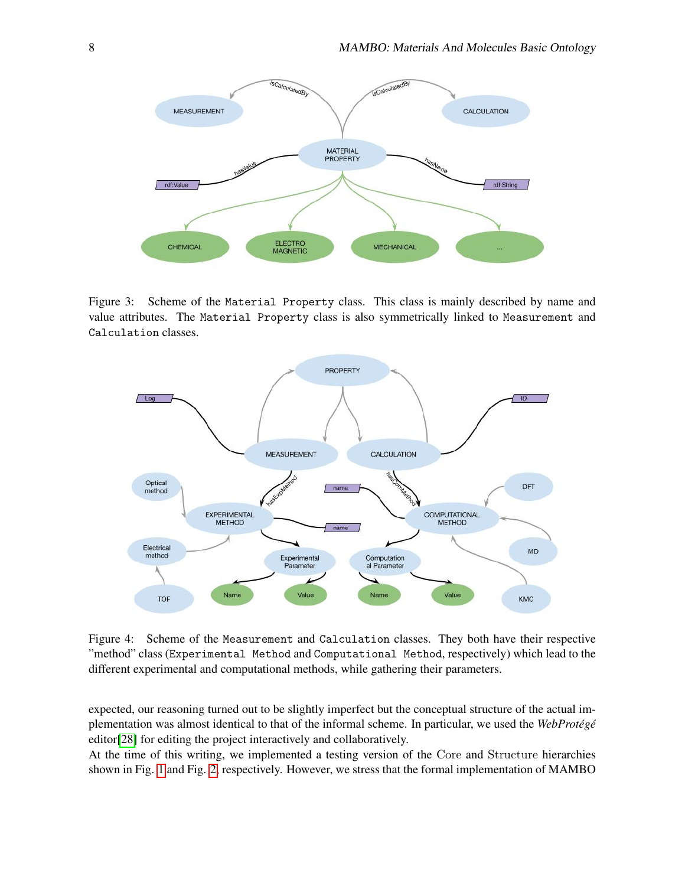Figure 3: Scheme of the `Material Property` class. This class is mainly described by name and value attributes. The `Material Property` class is also symmetrically linked to `Measurement` and `Calculation` classes.

Figure 4: Scheme of the `Measurement` and `Calculation` classes. They both have their respective "method" class (`Experimental Method` and `Computational Method`, respectively) which lead to the different experimental and computational methods, while gathering their parameters.

expected, our reasoning turned out to be slightly imperfect but the conceptual structure of the actual implementation was almost identical to that of the informal scheme. In particular, we used the *WebProtégé* editor[28] for editing the project interactively and collaboratively.

At the time of this writing, we implemented a testing version of the Core and Structure hierarchies shown in Fig. 1 and Fig. 2, respectively. However, we stress that the formal implementation of MAMBO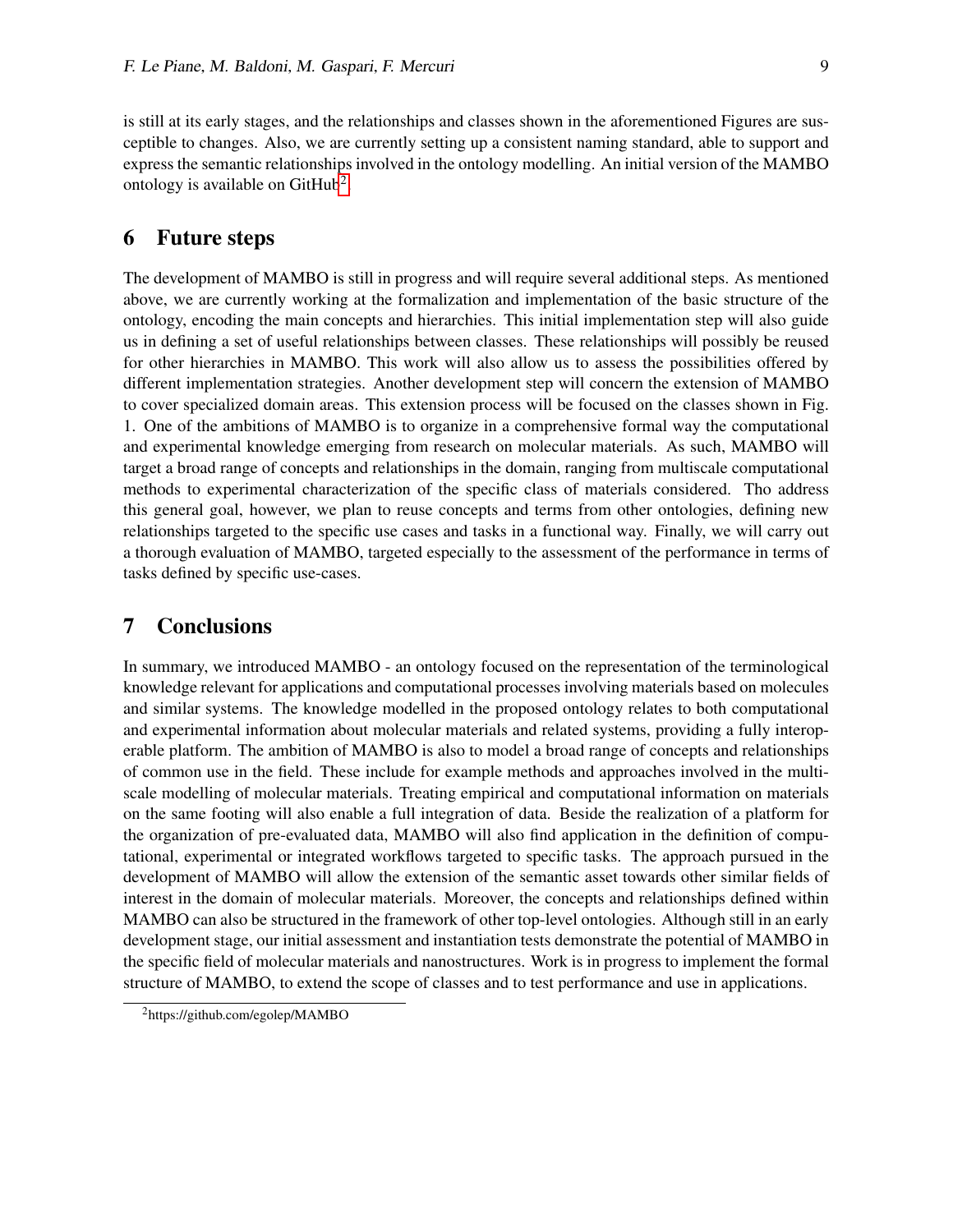is still at its early stages, and the relationships and classes shown in the aforementioned Figures are susceptible to changes. Also, we are currently setting up a consistent naming standard, able to support and express the semantic relationships involved in the ontology modelling. An initial version of the MAMBO ontology is available on GitHub[2].

## 6 Future steps

The development of MAMBO is still in progress and will require several additional steps. As mentioned above, we are currently working at the formalization and implementation of the basic structure of the ontology, encoding the main concepts and hierarchies. This initial implementation step will also guide us in defining a set of useful relationships between classes. These relationships will possibly be reused for other hierarchies in MAMBO. This work will also allow us to assess the possibilities offered by different implementation strategies. Another development step will concern the extension of MAMBO to cover specialized domain areas. This extension process will be focused on the classes shown in Fig. 1. One of the ambitions of MAMBO is to organize in a comprehensive formal way the computational and experimental knowledge emerging from research on molecular materials. As such, MAMBO will target a broad range of concepts and relationships in the domain, ranging from multiscale computational methods to experimental characterization of the specific class of materials considered. Tho address this general goal, however, we plan to reuse concepts and terms from other ontologies, defining new relationships targeted to the specific use cases and tasks in a functional way. Finally, we will carry out a thorough evaluation of MAMBO, targeted especially to the assessment of the performance in terms of tasks defined by specific use-cases.

## 7 Conclusions

In summary, we introduced MAMBO - an ontology focused on the representation of the terminological knowledge relevant for applications and computational processes involving materials based on molecules and similar systems. The knowledge modelled in the proposed ontology relates to both computational and experimental information about molecular materials and related systems, providing a fully interoperable platform. The ambition of MAMBO is also to model a broad range of concepts and relationships of common use in the field. These include for example methods and approaches involved in the multiscale modelling of molecular materials. Treating empirical and computational information on materials on the same footing will also enable a full integration of data. Beside the realization of a platform for the organization of pre-evaluated data, MAMBO will also find application in the definition of computational, experimental or integrated workflows targeted to specific tasks. The approach pursued in the development of MAMBO will allow the extension of the semantic asset towards other similar fields of interest in the domain of molecular materials. Moreover, the concepts and relationships defined within MAMBO can also be structured in the framework of other top-level ontologies. Although still in an early development stage, our initial assessment and instantiation tests demonstrate the potential of MAMBO in the specific field of molecular materials and nanostructures. Work is in progress to implement the formal structure of MAMBO, to extend the scope of classes and to test performance and use in applications.

[2] https://github.com/egolep/MAMBO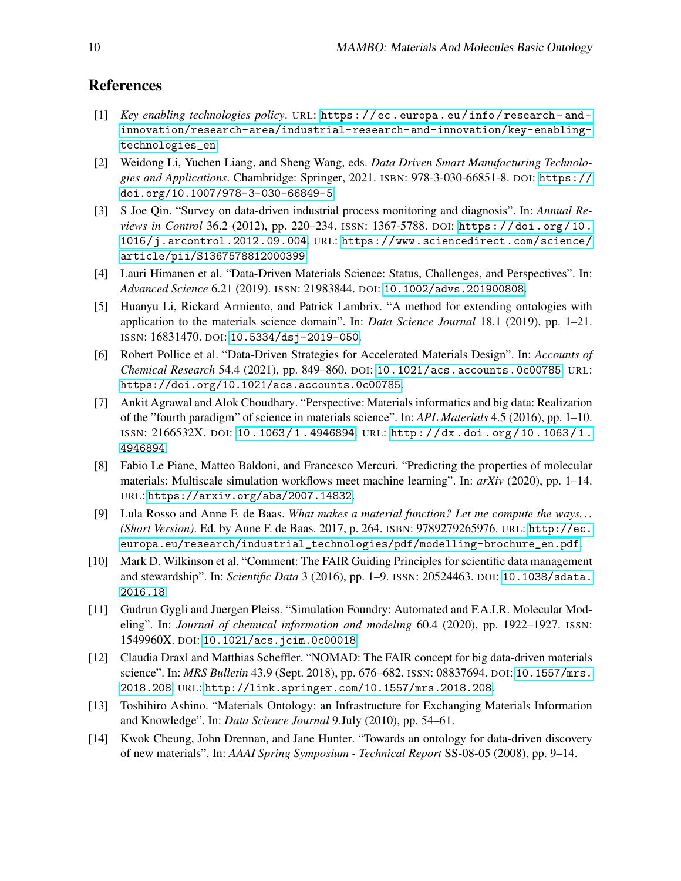# References

[1] *Key enabling technologies policy*. URL: https://ec.europa.eu/info/research-and-innovation/research-area/industrial-research-and-innovation/key-enabling-technologies_en.

[2] Weidong Li, Yuchen Liang, and Sheng Wang, eds. *Data Driven Smart Manufacturing Technologies and Applications*. Chambridge: Springer, 2021. ISBN: 978-3-030-66851-8. DOI: https://doi.org/10.1007/978-3-030-66849-5.

[3] S Joe Qin. "Survey on data-driven industrial process monitoring and diagnosis". In: *Annual Reviews in Control* 36.2 (2012), pp. 220–234. ISSN: 1367-5788. DOI: https://doi.org/10.1016/j.arcontrol.2012.09.004. URL: https://www.sciencedirect.com/science/article/pii/S1367578812000399.

[4] Lauri Himanen et al. "Data-Driven Materials Science: Status, Challenges, and Perspectives". In: *Advanced Science* 6.21 (2019). ISSN: 21983844. DOI: 10.1002/advs.201900808.

[5] Huanyu Li, Rickard Armiento, and Patrick Lambrix. "A method for extending ontologies with application to the materials science domain". In: *Data Science Journal* 18.1 (2019), pp. 1–21. ISSN: 16831470. DOI: 10.5334/dsj-2019-050.

[6] Robert Pollice et al. "Data-Driven Strategies for Accelerated Materials Design". In: *Accounts of Chemical Research* 54.4 (2021), pp. 849–860. DOI: 10.1021/acs.accounts.0c00785. URL: https://doi.org/10.1021/acs.accounts.0c00785.

[7] Ankit Agrawal and Alok Choudhary. "Perspective: Materials informatics and big data: Realization of the "fourth paradigm" of science in materials science". In: *APL Materials* 4.5 (2016), pp. 1–10. ISSN: 2166532X. DOI: 10.1063/1.4946894. URL: http://dx.doi.org/10.1063/1.4946894.

[8] Fabio Le Piane, Matteo Baldoni, and Francesco Mercuri. "Predicting the properties of molecular materials: Multiscale simulation workflows meet machine learning". In: *arXiv* (2020), pp. 1–14. URL: https://arxiv.org/abs/2007.14832.

[9] Lula Rosso and Anne F. de Baas. *What makes a material function? Let me compute the ways... (Short Version)*. Ed. by Anne F. de Baas. 2017, p. 264. ISBN: 9789279265976. URL: http://ec.europa.eu/research/industrial_technologies/pdf/modelling-brochure_en.pdf.

[10] Mark D. Wilkinson et al. "Comment: The FAIR Guiding Principles for scientific data management and stewardship". In: *Scientific Data* 3 (2016), pp. 1–9. ISSN: 20524463. DOI: 10.1038/sdata.2016.18.

[11] Gudrun Gygli and Juergen Pleiss. "Simulation Foundry: Automated and F.A.I.R. Molecular Modeling". In: *Journal of chemical information and modeling* 60.4 (2020), pp. 1922–1927. ISSN: 1549960X. DOI: 10.1021/acs.jcim.0c00018.

[12] Claudia Draxl and Matthias Scheffler. "NOMAD: The FAIR concept for big data-driven materials science". In: *MRS Bulletin* 43.9 (Sept. 2018), pp. 676–682. ISSN: 08837694. DOI: 10.1557/mrs.2018.208. URL: http://link.springer.com/10.1557/mrs.2018.208.

[13] Toshihiro Ashino. "Materials Ontology: an Infrastructure for Exchanging Materials Information and Knowledge". In: *Data Science Journal* 9.July (2010), pp. 54–61.

[14] Kwok Cheung, John Drennan, and Jane Hunter. "Towards an ontology for data-driven discovery of new materials". In: *AAAI Spring Symposium - Technical Report* SS-08-05 (2008), pp. 9–14.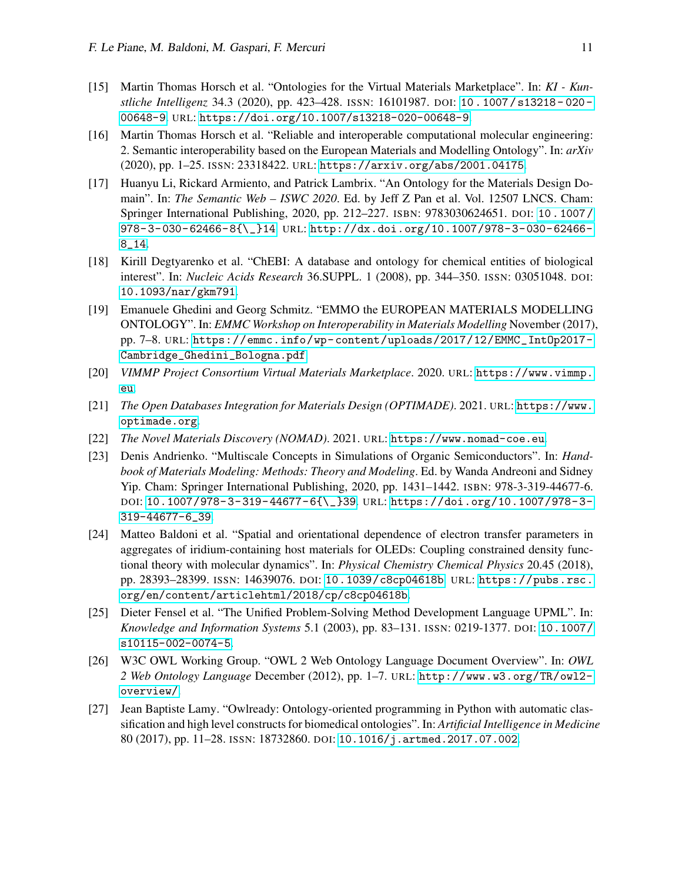[15] Martin Thomas Horsch et al. "Ontologies for the Virtual Materials Marketplace". In: *KI - Künstliche Intelligenz* 34.3 (2020), pp. 423–428. ISSN: 16101987. DOI: 10.1007/s13218-020-00648-9. URL: https://doi.org/10.1007/s13218-020-00648-9.

[16] Martin Thomas Horsch et al. "Reliable and interoperable computational molecular engineering: 2. Semantic interoperability based on the European Materials and Modelling Ontology". In: *arXiv* (2020), pp. 1–25. ISSN: 23318422. URL: https://arxiv.org/abs/2001.04175.

[17] Huanyu Li, Rickard Armiento, and Patrick Lambrix. "An Ontology for the Materials Design Domain". In: *The Semantic Web – ISWC 2020*. Ed. by Jeff Z Pan et al. Vol. 12507 LNCS. Cham: Springer International Publishing, 2020, pp. 212–227. ISBN: 9783030624651. DOI: 10.1007/978-3-030-62466-8{\_}14. URL: http://dx.doi.org/10.1007/978-3-030-62466-8_14.

[18] Kirill Degtyarenko et al. "ChEBI: A database and ontology for chemical entities of biological interest". In: *Nucleic Acids Research* 36.SUPPL. 1 (2008), pp. 344–350. ISSN: 03051048. DOI: 10.1093/nar/gkm791.

[19] Emanuele Ghedini and Georg Schmitz. "EMMO the EUROPEAN MATERIALS MODELLING ONTOLOGY". In: *EMMC Workshop on Interoperability in Materials Modelling* November (2017), pp. 7–8. URL: https://emmc.info/wp-content/uploads/2017/12/EMMC_IntOp2017-Cambridge_Ghedini_Bologna.pdf.

[20] *VIMMP Project Consortium Virtual Materials Marketplace*. 2020. URL: https://www.vimmp.eu.

[21] *The Open Databases Integration for Materials Design (OPTIMADE)*. 2021. URL: https://www.optimade.org.

[22] *The Novel Materials Discovery (NOMAD)*. 2021. URL: https://www.nomad-coe.eu.

[23] Denis Andrienko. "Multiscale Concepts in Simulations of Organic Semiconductors". In: *Handbook of Materials Modeling: Methods: Theory and Modeling*. Ed. by Wanda Andreoni and Sidney Yip. Cham: Springer International Publishing, 2020, pp. 1431–1442. ISBN: 978-3-319-44677-6. DOI: 10.1007/978-3-319-44677-6{\_}39. URL: https://doi.org/10.1007/978-3-319-44677-6_39.

[24] Matteo Baldoni et al. "Spatial and orientational dependence of electron transfer parameters in aggregates of iridium-containing host materials for OLEDs: Coupling constrained density functional theory with molecular dynamics". In: *Physical Chemistry Chemical Physics* 20.45 (2018), pp. 28393–28399. ISSN: 14639076. DOI: 10.1039/c8cp04618b. URL: https://pubs.rsc.org/en/content/articlehtml/2018/cp/c8cp04618b.

[25] Dieter Fensel et al. "The Unified Problem-Solving Method Development Language UPML". In: *Knowledge and Information Systems* 5.1 (2003), pp. 83–131. ISSN: 0219-1377. DOI: 10.1007/s10115-002-0074-5.

[26] W3C OWL Working Group. "OWL 2 Web Ontology Language Document Overview". In: *OWL 2 Web Ontology Language* December (2012), pp. 1–7. URL: http://www.w3.org/TR/owl2-overview/.

[27] Jean Baptiste Lamy. "Owlready: Ontology-oriented programming in Python with automatic classification and high level constructs for biomedical ontologies". In: *Artificial Intelligence in Medicine* 80 (2017), pp. 11–28. ISSN: 18732860. DOI: 10.1016/j.artmed.2017.07.002.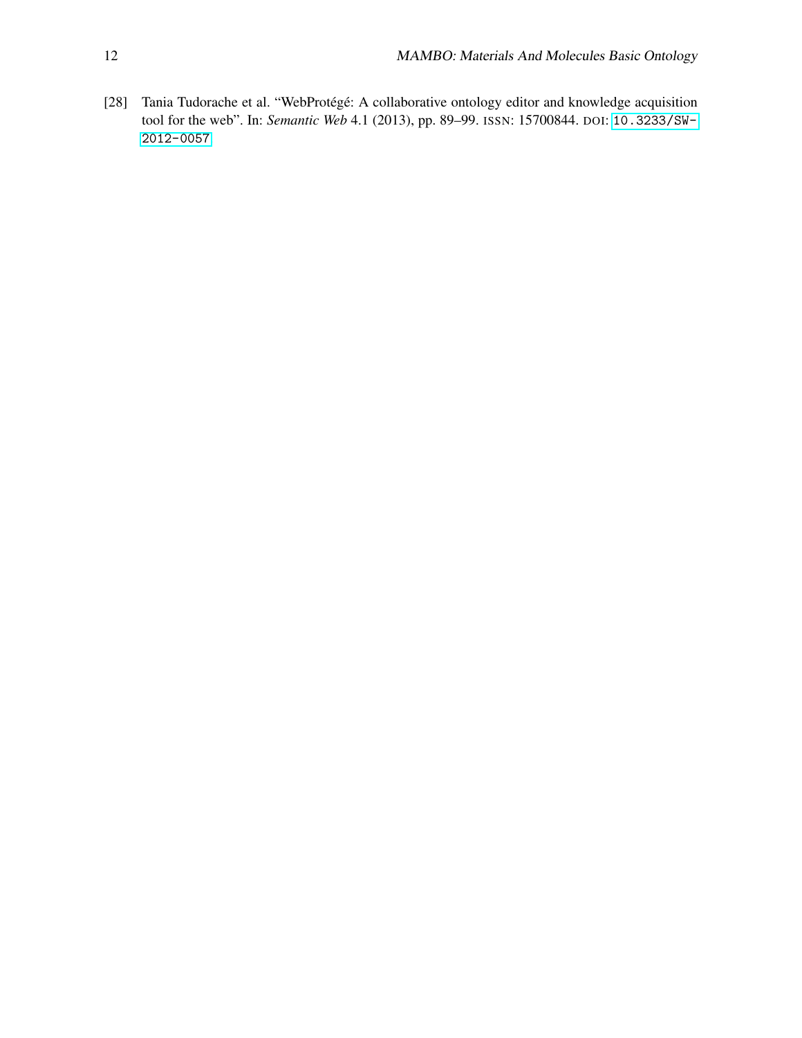[28] Tania Tudorache et al. "WebProtégé: A collaborative ontology editor and knowledge acquisition tool for the web". In: *Semantic Web* 4.1 (2013), pp. 89–99. ISSN: 15700844. DOI: 10.3233/SW-2012-0057.